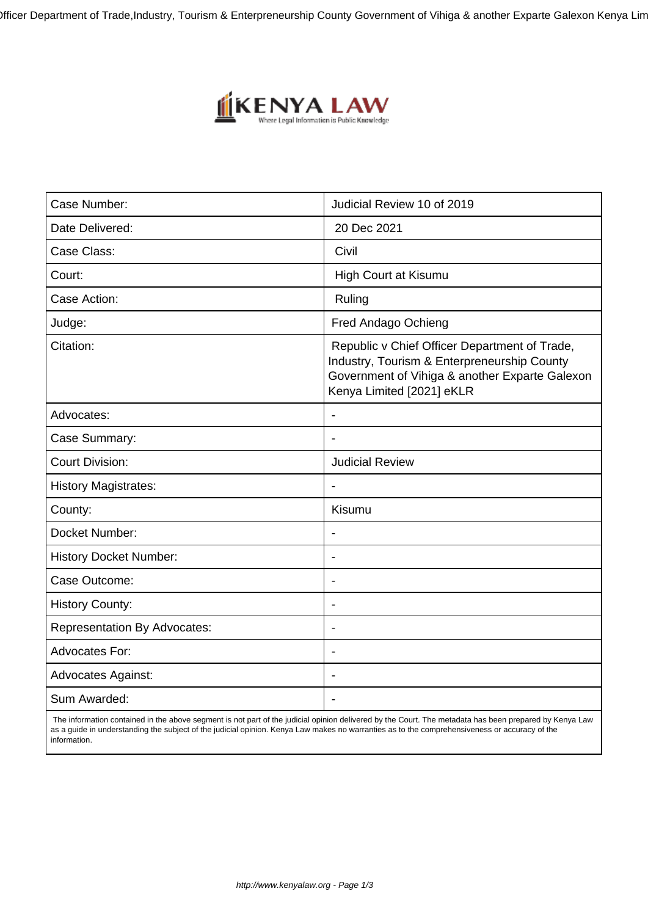| Case Number: | Judicial Review 10 of 2019 |
|---|---|
| Date Delivered: | 20 Dec 2021 |
| Case Class: | Civil |
| Court: | High Court at Kisumu |
| Case Action: | Ruling |
| Judge: | Fred Andago Ochieng |
| Citation: | Republic v Chief Officer Department of Trade, Industry, Tourism & Enterpreneurship County Government of Vihiga & another Exparte Galexon Kenya Limited [2021] eKLR |
| Advocates: | - |
| Case Summary: | - |
| Court Division: | Judicial Review |
| History Magistrates: | - |
| County: | Kisumu |
| Docket Number: | - |
| History Docket Number: | - |
| Case Outcome: | - |
| History County: | - |
| Representation By Advocates: | - |
| Advocates For: | - |
| Advocates Against: | - |
| Sum Awarded: | - |

The information contained in the above segment is not part of the judicial opinion delivered by the Court. The metadata has been prepared by Kenya Law as a guide in understanding the subject of the judicial opinion. Kenya Law makes no warranties as to the comprehensiveness or accuracy of the information.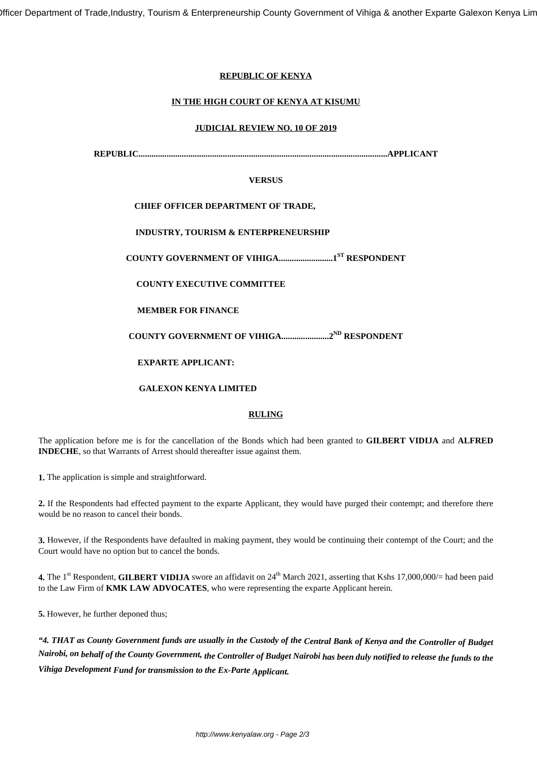**REPUBLIC OF KENYA**

**IN THE HIGH COURT OF KENYA AT KISUMU**

**JUDICIAL REVIEW NO. 10 OF 2019**

**REPUBLIC...................................................................................................................APPLICANT**

**VERSUS**

**CHIEF OFFICER DEPARTMENT OF TRADE,**

**INDUSTRY, TOURISM & ENTERPRENEURSHIP**

**COUNTY GOVERNMENT OF VIHIGA.........................1ST RESPONDENT**

**COUNTY EXECUTIVE COMMITTEE**

**MEMBER FOR FINANCE**

**COUNTY GOVERNMENT OF VIHIGA......................2ND RESPONDENT**

**EXPARTE APPLICANT:**

**GALEXON KENYA LIMITED**

## RULING

The application before me is for the cancellation of the Bonds which had been granted to **GILBERT VIDIJA** and **ALFRED INDECHE**, so that Warrants of Arrest should thereafter issue against them.

**1.** The application is simple and straightforward.

**2.** If the Respondents had effected payment to the exparte Applicant, they would have purged their contempt; and therefore there would be no reason to cancel their bonds.

**3.** However, if the Respondents have defaulted in making payment, they would be continuing their contempt of the Court; and the Court would have no option but to cancel the bonds.

**4.** The 1st Respondent, **GILBERT VIDIJA** swore an affidavit on 24th March 2021, asserting that Kshs 17,000,000/= had been paid to the Law Firm of **KMK LAW ADVOCATES**, who were representing the exparte Applicant herein.

**5.** However, he further deponed thus;

***"4. THAT as County Government funds are usually in the Custody of the Central Bank of Kenya and the Controller of Budget Nairobi, on behalf of the County Government, the Controller of Budget Nairobi has been duly notified to release the funds to the Vihiga Development Fund for transmission to the Ex-Parte Applicant.***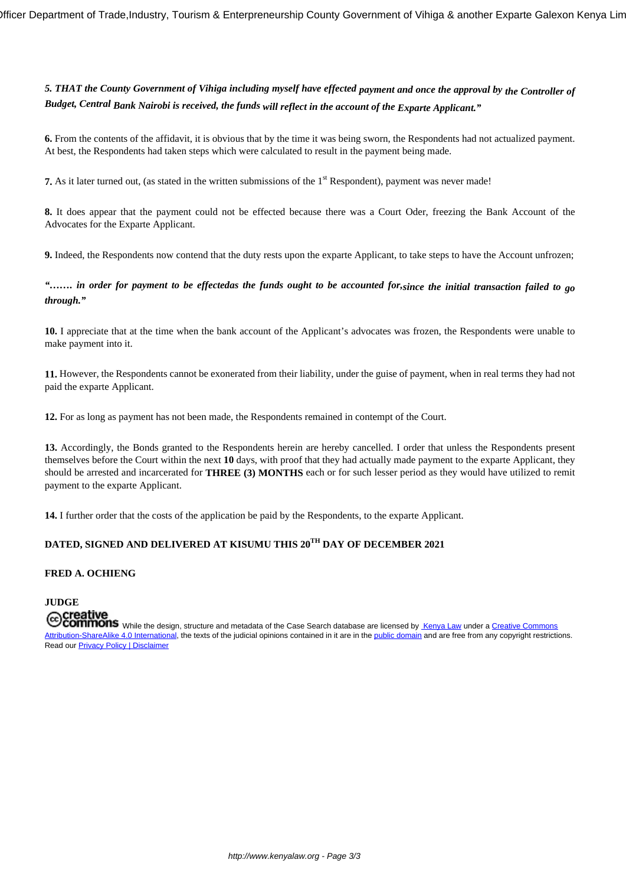*5. THAT the County Government of Vihiga including myself have effected payment and once the approval by the Controller of Budget, Central Bank Nairobi is received, the funds will reflect in the account of the Exparte Applicant."*

**6.** From the contents of the affidavit, it is obvious that by the time it was being sworn, the Respondents had not actualized payment. At best, the Respondents had taken steps which were calculated to result in the payment being made.

**7.** As it later turned out, (as stated in the written submissions of the 1st Respondent), payment was never made!

**8.** It does appear that the payment could not be effected because there was a Court Oder, freezing the Bank Account of the Advocates for the Exparte Applicant.

**9.** Indeed, the Respondents now contend that the duty rests upon the exparte Applicant, to take steps to have the Account unfrozen;

***"……. in order for payment to be effectedas the funds ought to be accounted for,since the initial transaction failed to go through."***

**10.** I appreciate that at the time when the bank account of the Applicant's advocates was frozen, the Respondents were unable to make payment into it.

**11.** However, the Respondents cannot be exonerated from their liability, under the guise of payment, when in real terms they had not paid the exparte Applicant.

**12.** For as long as payment has not been made, the Respondents remained in contempt of the Court.

**13.** Accordingly, the Bonds granted to the Respondents herein are hereby cancelled. I order that unless the Respondents present themselves before the Court within the next **10** days, with proof that they had actually made payment to the exparte Applicant, they should be arrested and incarcerated for **THREE (3) MONTHS** each or for such lesser period as they would have utilized to remit payment to the exparte Applicant.

**14.** I further order that the costs of the application be paid by the Respondents, to the exparte Applicant.

**DATED, SIGNED AND DELIVERED AT KISUMU THIS 20TH DAY OF DECEMBER 2021**

**FRED A. OCHIENG**

**JUDGE**

While the design, structure and metadata of the Case Search database are licensed by Kenya Law under a Creative Commons Attribution-ShareAlike 4.0 International, the texts of the judicial opinions contained in it are in the public domain and are free from any copyright restrictions. Read our Privacy Policy | Disclaimer